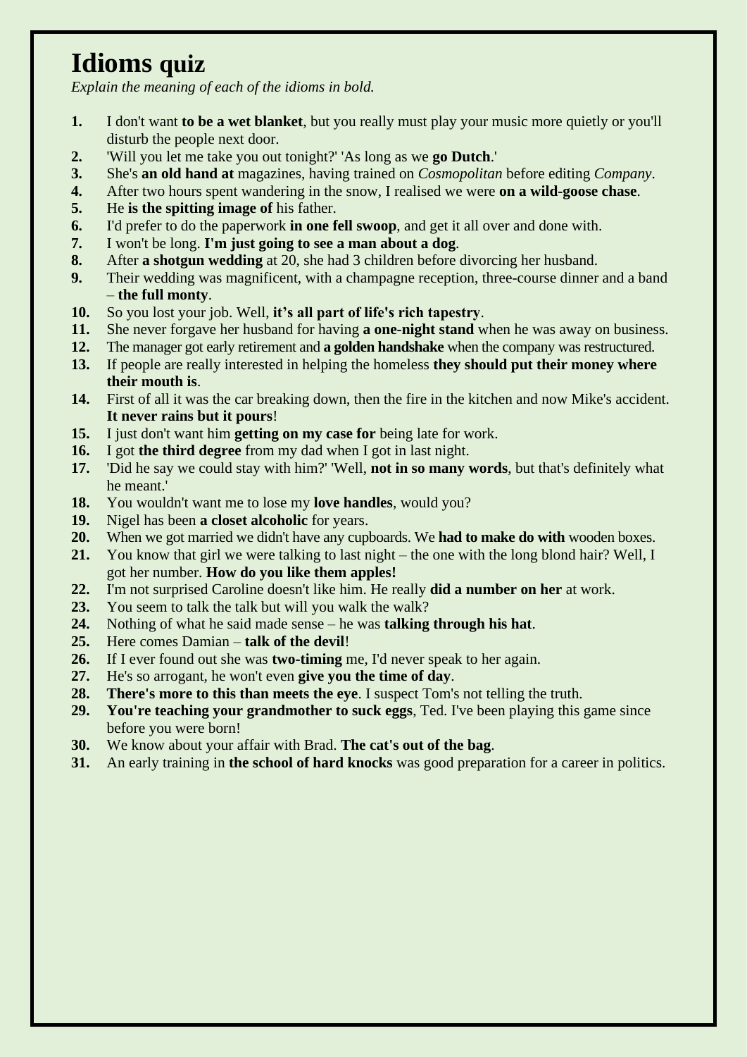# Idioms quiz

*Explain the meaning of each of the idioms in bold.*

1. I don't want **to be a wet blanket**, but you really must play your music more quietly or you'll disturb the people next door.
2. 'Will you let me take you out tonight?' 'As long as we **go Dutch**.'
3. She's **an old hand at** magazines, having trained on *Cosmopolitan* before editing *Company*.
4. After two hours spent wandering in the snow, I realised we were **on a wild-goose chase**.
5. He **is the spitting image of** his father.
6. I'd prefer to do the paperwork **in one fell swoop**, and get it all over and done with.
7. I won't be long. **I'm just going to see a man about a dog**.
8. After **a shotgun wedding** at 20, she had 3 children before divorcing her husband.
9. Their wedding was magnificent, with a champagne reception, three-course dinner and a band – **the full monty**.
10. So you lost your job. Well, **it's all part of life's rich tapestry**.
11. She never forgave her husband for having **a one-night stand** when he was away on business.
12. The manager got early retirement and **a golden handshake** when the company was restructured.
13. If people are really interested in helping the homeless **they should put their money where their mouth is**.
14. First of all it was the car breaking down, then the fire in the kitchen and now Mike's accident. **It never rains but it pours**!
15. I just don't want him **getting on my case for** being late for work.
16. I got **the third degree** from my dad when I got in last night.
17. 'Did he say we could stay with him?' 'Well, **not in so many words**, but that's definitely what he meant.'
18. You wouldn't want me to lose my **love handles**, would you?
19. Nigel has been **a closet alcoholic** for years.
20. When we got married we didn't have any cupboards. We **had to make do with** wooden boxes.
21. You know that girl we were talking to last night – the one with the long blond hair? Well, I got her number. **How do you like them apples!**
22. I'm not surprised Caroline doesn't like him. He really **did a number on her** at work.
23. You seem to talk the talk but will you walk the walk?
24. Nothing of what he said made sense – he was **talking through his hat**.
25. Here comes Damian – **talk of the devil**!
26. If I ever found out she was **two-timing** me, I'd never speak to her again.
27. He's so arrogant, he won't even **give you the time of day**.
28. **There's more to this than meets the eye**. I suspect Tom's not telling the truth.
29. **You're teaching your grandmother to suck eggs**, Ted. I've been playing this game since before you were born!
30. We know about your affair with Brad. **The cat's out of the bag**.
31. An early training in **the school of hard knocks** was good preparation for a career in politics.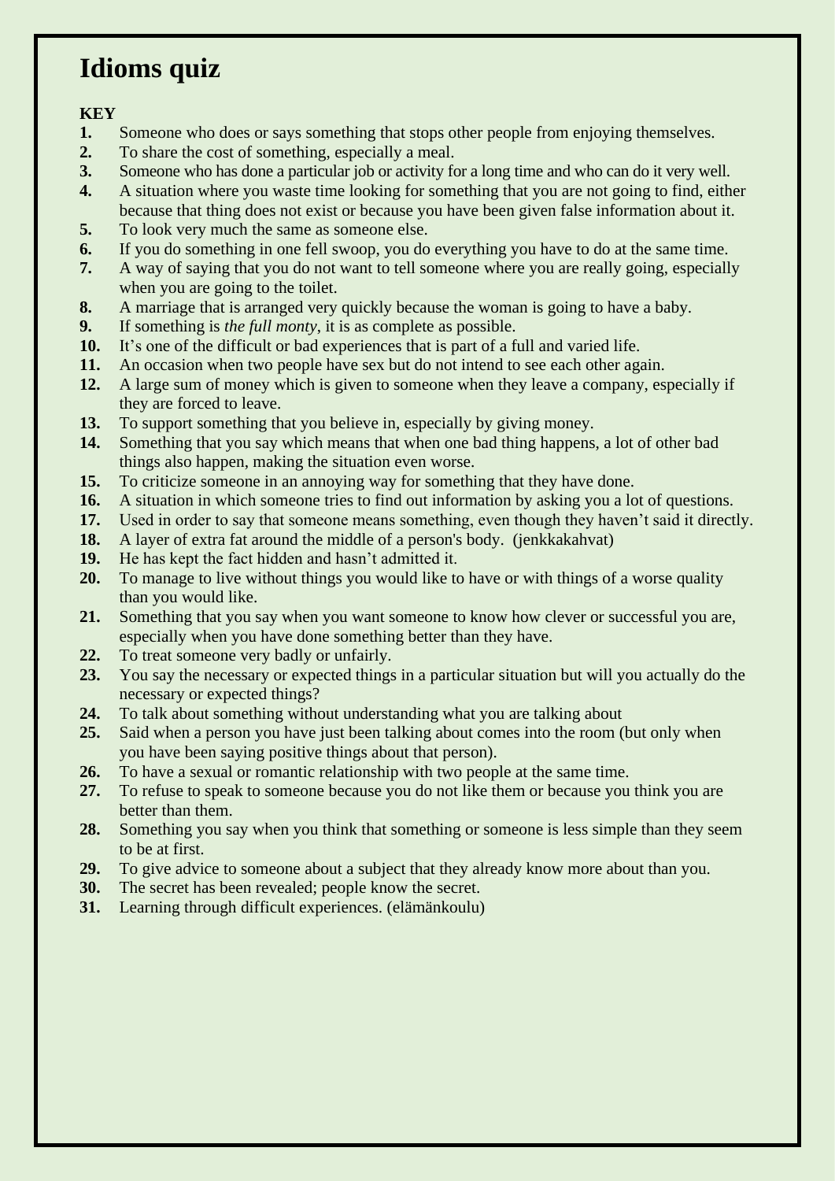# Idioms quiz

**KEY**

1. Someone who does or says something that stops other people from enjoying themselves.
2. To share the cost of something, especially a meal.
3. Someone who has done a particular job or activity for a long time and who can do it very well.
4. A situation where you waste time looking for something that you are not going to find, either because that thing does not exist or because you have been given false information about it.
5. To look very much the same as someone else.
6. If you do something in one fell swoop, you do everything you have to do at the same time.
7. A way of saying that you do not want to tell someone where you are really going, especially when you are going to the toilet.
8. A marriage that is arranged very quickly because the woman is going to have a baby.
9. If something is *the full monty*, it is as complete as possible.
10. It's one of the difficult or bad experiences that is part of a full and varied life.
11. An occasion when two people have sex but do not intend to see each other again.
12. A large sum of money which is given to someone when they leave a company, especially if they are forced to leave.
13. To support something that you believe in, especially by giving money.
14. Something that you say which means that when one bad thing happens, a lot of other bad things also happen, making the situation even worse.
15. To criticize someone in an annoying way for something that they have done.
16. A situation in which someone tries to find out information by asking you a lot of questions.
17. Used in order to say that someone means something, even though they haven't said it directly.
18. A layer of extra fat around the middle of a person's body. (jenkkakahvat)
19. He has kept the fact hidden and hasn't admitted it.
20. To manage to live without things you would like to have or with things of a worse quality than you would like.
21. Something that you say when you want someone to know how clever or successful you are, especially when you have done something better than they have.
22. To treat someone very badly or unfairly.
23. You say the necessary or expected things in a particular situation but will you actually do the necessary or expected things?
24. To talk about something without understanding what you are talking about
25. Said when a person you have just been talking about comes into the room (but only when you have been saying positive things about that person).
26. To have a sexual or romantic relationship with two people at the same time.
27. To refuse to speak to someone because you do not like them or because you think you are better than them.
28. Something you say when you think that something or someone is less simple than they seem to be at first.
29. To give advice to someone about a subject that they already know more about than you.
30. The secret has been revealed; people know the secret.
31. Learning through difficult experiences. (elämänkoulu)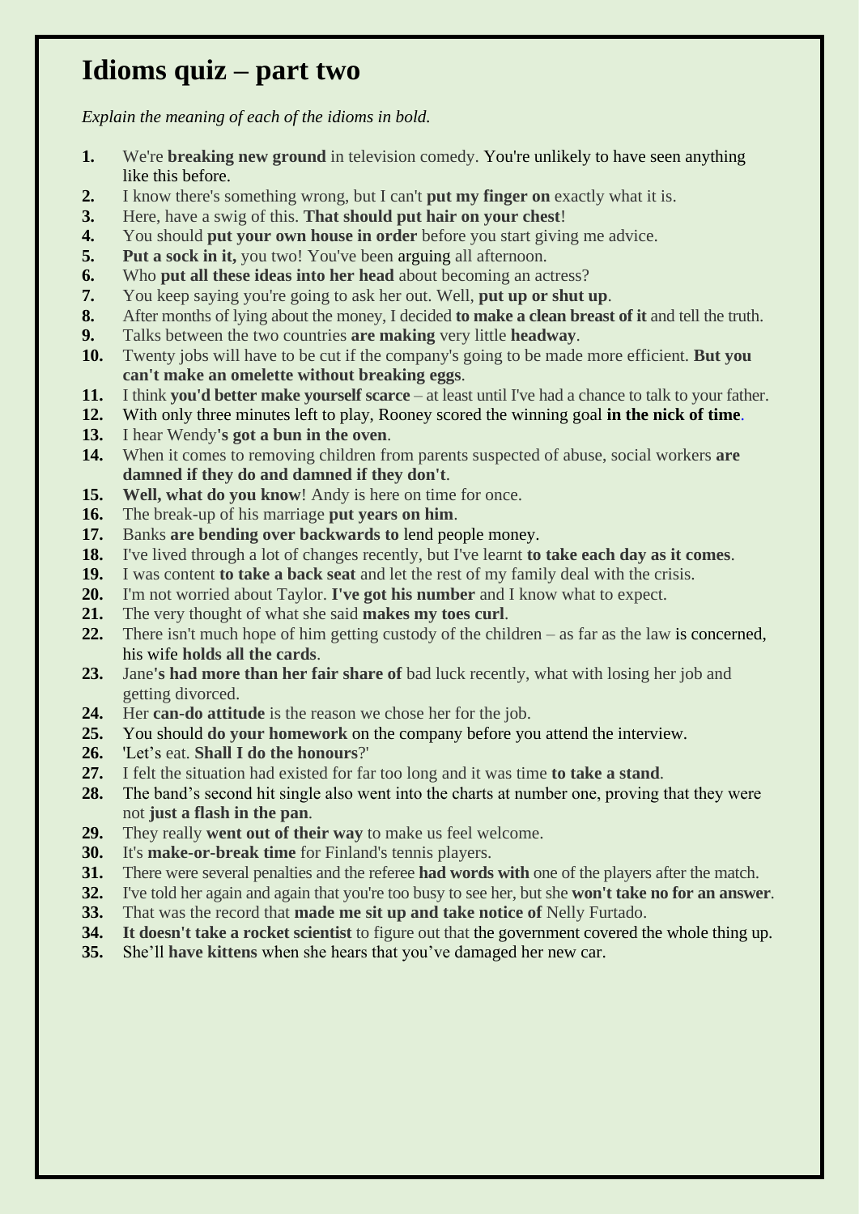# Idioms quiz – part two

*Explain the meaning of each of the idioms in bold.*

1. We're **breaking new ground** in television comedy. You're unlikely to have seen anything like this before.
2. I know there's something wrong, but I can't **put my finger on** exactly what it is.
3. Here, have a swig of this. **That should put hair on your chest**!
4. You should **put your own house in order** before you start giving me advice.
5. **Put a sock in it,** you two! You've been arguing all afternoon.
6. Who **put all these ideas into her head** about becoming an actress?
7. You keep saying you're going to ask her out. Well, **put up or shut up**.
8. After months of lying about the money, I decided **to make a clean breast of it** and tell the truth.
9. Talks between the two countries **are making** very little **headway**.
10. Twenty jobs will have to be cut if the company's going to be made more efficient. **But you can't make an omelette without breaking eggs**.
11. I think **you'd better make yourself scarce** – at least until I've had a chance to talk to your father.
12. With only three minutes left to play, Rooney scored the winning goal **in the nick of time**.
13. I hear Wendy**'s got a bun in the oven**.
14. When it comes to removing children from parents suspected of abuse, social workers **are damned if they do and damned if they don't**.
15. **Well, what do you know**! Andy is here on time for once.
16. The break-up of his marriage **put years on him**.
17. Banks **are bending over backwards to** lend people money.
18. I've lived through a lot of changes recently, but I've learnt **to take each day as it comes**.
19. I was content **to take a back seat** and let the rest of my family deal with the crisis.
20. I'm not worried about Taylor. **I've got his number** and I know what to expect.
21. The very thought of what she said **makes my toes curl**.
22. There isn't much hope of him getting custody of the children – as far as the law is concerned, his wife **holds all the cards**.
23. Jane**'s had more than her fair share of** bad luck recently, what with losing her job and getting divorced.
24. Her **can-do attitude** is the reason we chose her for the job.
25. You should **do your homework** on the company before you attend the interview.
26. 'Let's eat. **Shall I do the honours**?'
27. I felt the situation had existed for far too long and it was time **to take a stand**.
28. The band's second hit single also went into the charts at number one, proving that they were not **just a flash in the pan**.
29. They really **went out of their way** to make us feel welcome.
30. It's **make-or-break time** for Finland's tennis players.
31. There were several penalties and the referee **had words with** one of the players after the match.
32. I've told her again and again that you're too busy to see her, but she **won't take no for an answer**.
33. That was the record that **made me sit up and take notice of** Nelly Furtado.
34. **It doesn't take a rocket scientist** to figure out that the government covered the whole thing up.
35. She'll **have kittens** when she hears that you've damaged her new car.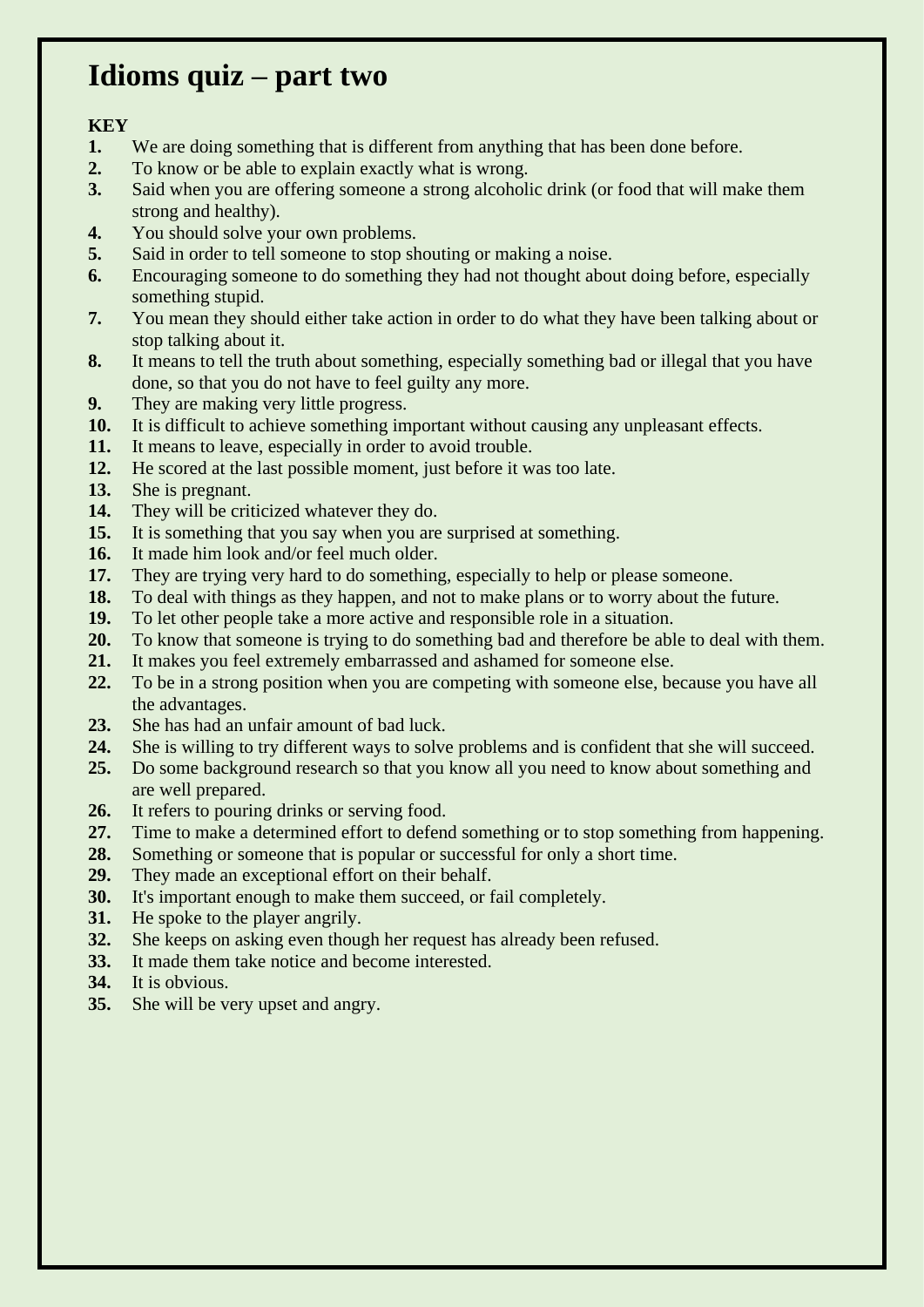# Idioms quiz – part two

**KEY**

1. We are doing something that is different from anything that has been done before.
2. To know or be able to explain exactly what is wrong.
3. Said when you are offering someone a strong alcoholic drink (or food that will make them strong and healthy).
4. You should solve your own problems.
5. Said in order to tell someone to stop shouting or making a noise.
6. Encouraging someone to do something they had not thought about doing before, especially something stupid.
7. You mean they should either take action in order to do what they have been talking about or stop talking about it.
8. It means to tell the truth about something, especially something bad or illegal that you have done, so that you do not have to feel guilty any more.
9. They are making very little progress.
10. It is difficult to achieve something important without causing any unpleasant effects.
11. It means to leave, especially in order to avoid trouble.
12. He scored at the last possible moment, just before it was too late.
13. She is pregnant.
14. They will be criticized whatever they do.
15. It is something that you say when you are surprised at something.
16. It made him look and/or feel much older.
17. They are trying very hard to do something, especially to help or please someone.
18. To deal with things as they happen, and not to make plans or to worry about the future.
19. To let other people take a more active and responsible role in a situation.
20. To know that someone is trying to do something bad and therefore be able to deal with them.
21. It makes you feel extremely embarrassed and ashamed for someone else.
22. To be in a strong position when you are competing with someone else, because you have all the advantages.
23. She has had an unfair amount of bad luck.
24. She is willing to try different ways to solve problems and is confident that she will succeed.
25. Do some background research so that you know all you need to know about something and are well prepared.
26. It refers to pouring drinks or serving food.
27. Time to make a determined effort to defend something or to stop something from happening.
28. Something or someone that is popular or successful for only a short time.
29. They made an exceptional effort on their behalf.
30. It's important enough to make them succeed, or fail completely.
31. He spoke to the player angrily.
32. She keeps on asking even though her request has already been refused.
33. It made them take notice and become interested.
34. It is obvious.
35. She will be very upset and angry.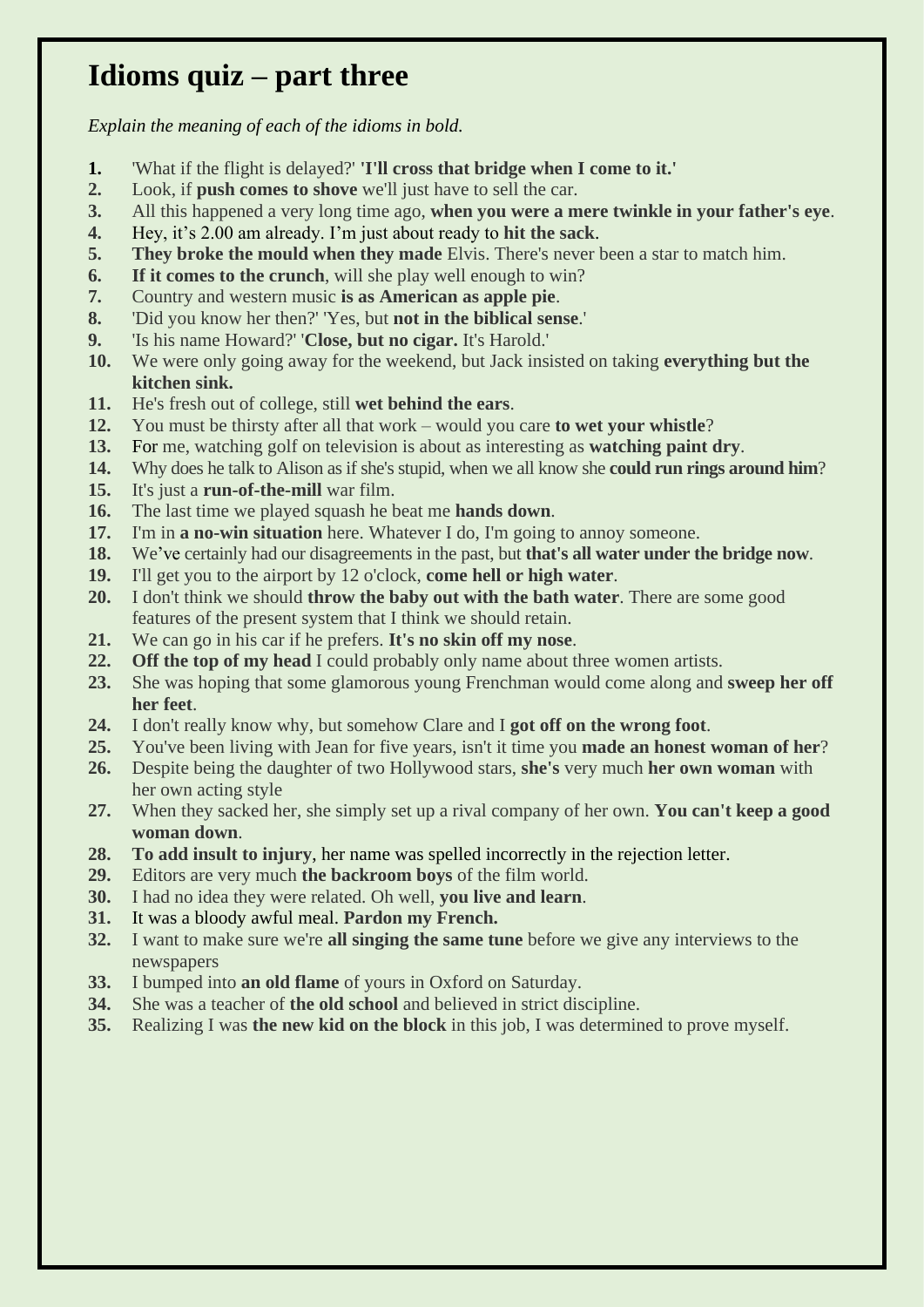# Idioms quiz – part three

*Explain the meaning of each of the idioms in bold.*

1. 'What if the flight is delayed?' **'I'll cross that bridge when I come to it.'**
2. Look, if **push comes to shove** we'll just have to sell the car.
3. All this happened a very long time ago, **when you were a mere twinkle in your father's eye**.
4. Hey, it's 2.00 am already. I'm just about ready to **hit the sack**.
5. **They broke the mould when they made** Elvis. There's never been a star to match him.
6. **If it comes to the crunch**, will she play well enough to win?
7. Country and western music **is as American as apple pie**.
8. 'Did you know her then?' 'Yes, but **not in the biblical sense**.'
9. 'Is his name Howard?' '**Close, but no cigar.** It's Harold.'
10. We were only going away for the weekend, but Jack insisted on taking **everything but the kitchen sink.**
11. He's fresh out of college, still **wet behind the ears**.
12. You must be thirsty after all that work – would you care **to wet your whistle**?
13. For me, watching golf on television is about as interesting as **watching paint dry**.
14. Why does he talk to Alison as if she's stupid, when we all know she **could run rings around him**?
15. It's just a **run-of-the-mill** war film.
16. The last time we played squash he beat me **hands down**.
17. I'm in **a no-win situation** here. Whatever I do, I'm going to annoy someone.
18. We've certainly had our disagreements in the past, but **that's all water under the bridge now**.
19. I'll get you to the airport by 12 o'clock, **come hell or high water**.
20. I don't think we should **throw the baby out with the bath water**. There are some good features of the present system that I think we should retain.
21. We can go in his car if he prefers. **It's no skin off my nose**.
22. **Off the top of my head** I could probably only name about three women artists.
23. She was hoping that some glamorous young Frenchman would come along and **sweep her off her feet**.
24. I don't really know why, but somehow Clare and I **got off on the wrong foot**.
25. You've been living with Jean for five years, isn't it time you **made an honest woman of her**?
26. Despite being the daughter of two Hollywood stars, **she's** very much **her own woman** with her own acting style
27. When they sacked her, she simply set up a rival company of her own. **You can't keep a good woman down**.
28. **To add insult to injury**, her name was spelled incorrectly in the rejection letter.
29. Editors are very much **the backroom boys** of the film world.
30. I had no idea they were related. Oh well, **you live and learn**.
31. It was a bloody awful meal. **Pardon my French.**
32. I want to make sure we're **all singing the same tune** before we give any interviews to the newspapers
33. I bumped into **an old flame** of yours in Oxford on Saturday.
34. She was a teacher of **the old school** and believed in strict discipline.
35. Realizing I was **the new kid on the block** in this job, I was determined to prove myself.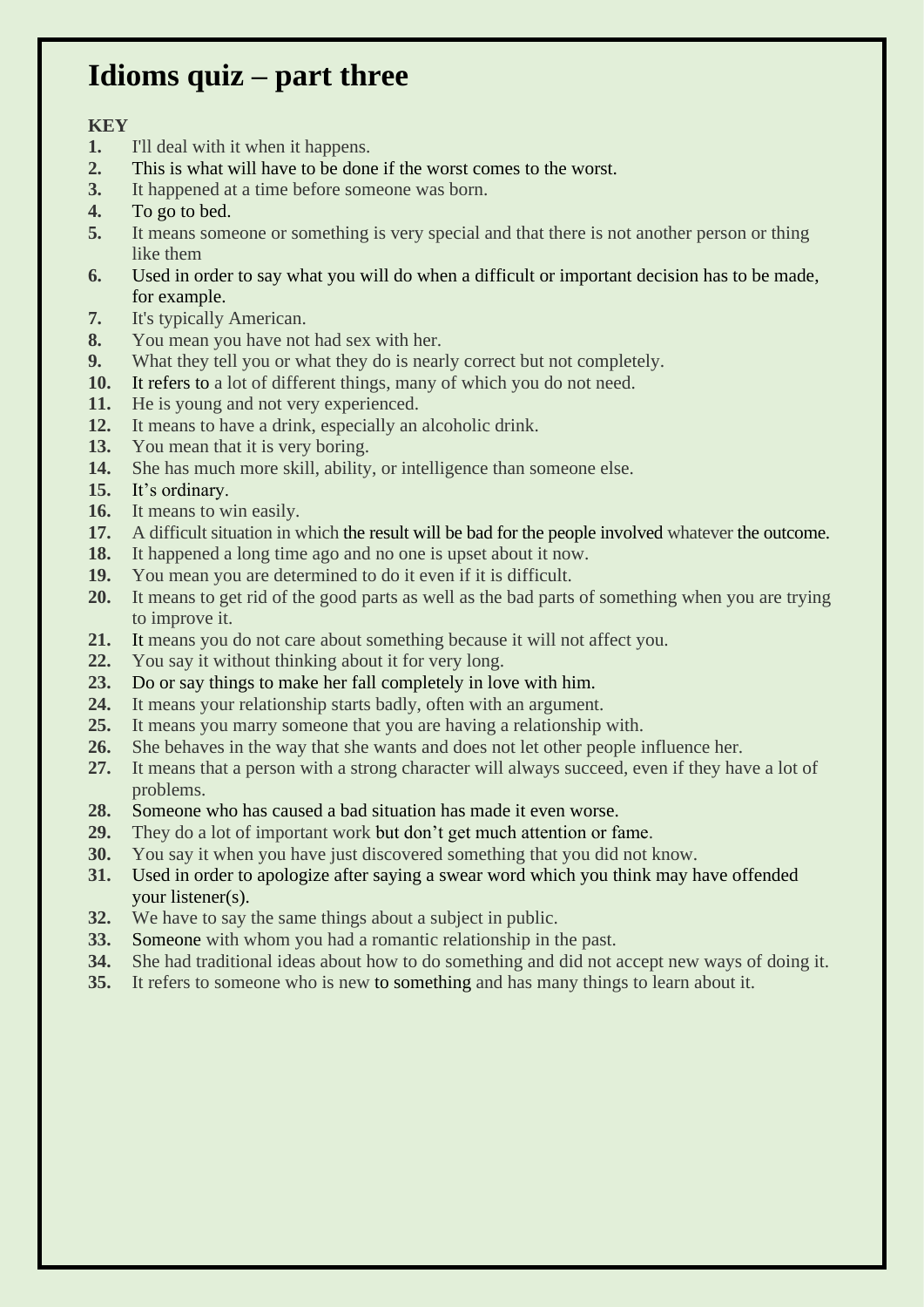# Idioms quiz – part three

**KEY**

1. I'll deal with it when it happens.
2. This is what will have to be done if the worst comes to the worst.
3. It happened at a time before someone was born.
4. To go to bed.
5. It means someone or something is very special and that there is not another person or thing like them
6. Used in order to say what you will do when a difficult or important decision has to be made, for example.
7. It's typically American.
8. You mean you have not had sex with her.
9. What they tell you or what they do is nearly correct but not completely.
10. It refers to a lot of different things, many of which you do not need.
11. He is young and not very experienced.
12. It means to have a drink, especially an alcoholic drink.
13. You mean that it is very boring.
14. She has much more skill, ability, or intelligence than someone else.
15. It's ordinary.
16. It means to win easily.
17. A difficult situation in which the result will be bad for the people involved whatever the outcome.
18. It happened a long time ago and no one is upset about it now.
19. You mean you are determined to do it even if it is difficult.
20. It means to get rid of the good parts as well as the bad parts of something when you are trying to improve it.
21. It means you do not care about something because it will not affect you.
22. You say it without thinking about it for very long.
23. Do or say things to make her fall completely in love with him.
24. It means your relationship starts badly, often with an argument.
25. It means you marry someone that you are having a relationship with.
26. She behaves in the way that she wants and does not let other people influence her.
27. It means that a person with a strong character will always succeed, even if they have a lot of problems.
28. Someone who has caused a bad situation has made it even worse.
29. They do a lot of important work but don't get much attention or fame.
30. You say it when you have just discovered something that you did not know.
31. Used in order to apologize after saying a swear word which you think may have offended your listener(s).
32. We have to say the same things about a subject in public.
33. Someone with whom you had a romantic relationship in the past.
34. She had traditional ideas about how to do something and did not accept new ways of doing it.
35. It refers to someone who is new to something and has many things to learn about it.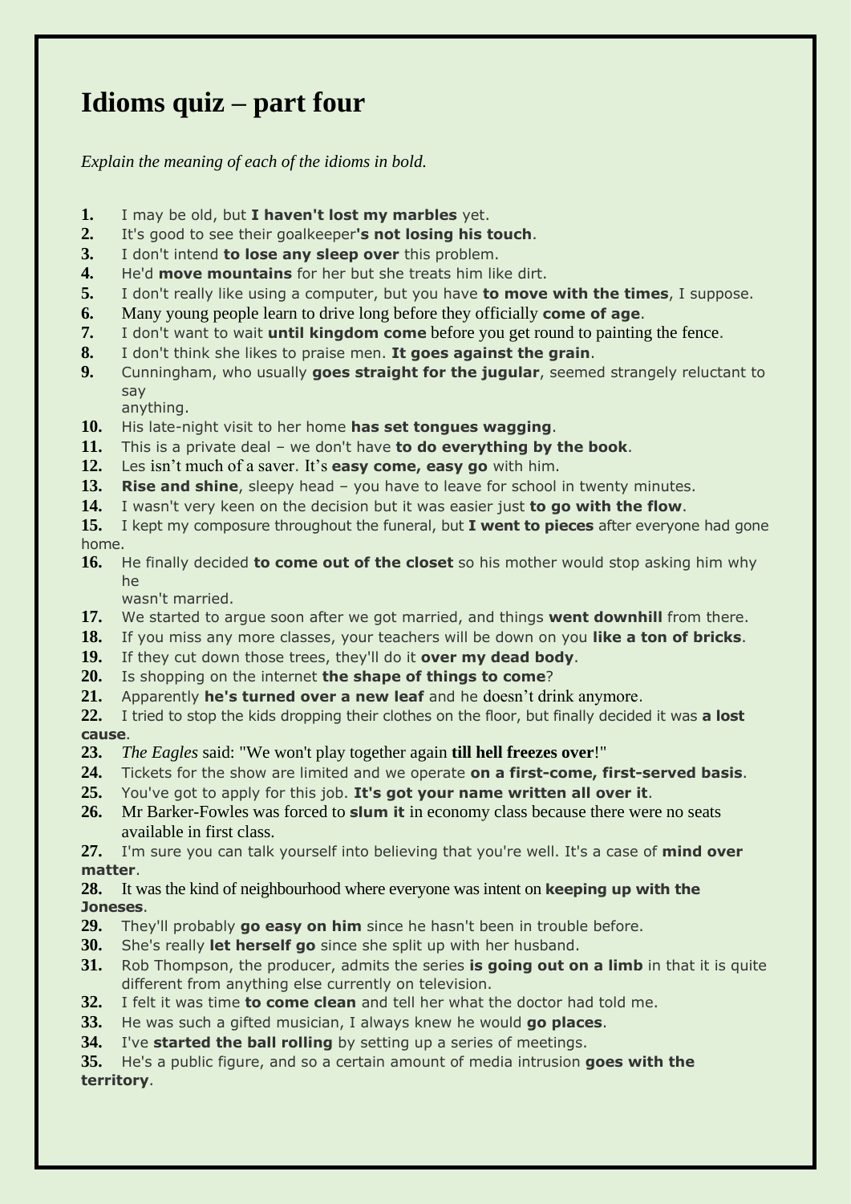# Idioms quiz – part four

*Explain the meaning of each of the idioms in bold.*

1. I may be old, but **I haven't lost my marbles** yet.
2. It's good to see their goalkeeper**'s not losing his touch**.
3. I don't intend **to lose any sleep over** this problem.
4. He'd **move mountains** for her but she treats him like dirt.
5. I don't really like using a computer, but you have **to move with the times**, I suppose.
6. Many young people learn to drive long before they officially **come of age**.
7. I don't want to wait **until kingdom come** before you get round to painting the fence.
8. I don't think she likes to praise men. **It goes against the grain**.
9. Cunningham, who usually **goes straight for the jugular**, seemed strangely reluctant to say anything.
10. His late-night visit to her home **has set tongues wagging**.
11. This is a private deal – we don't have **to do everything by the book**.
12. Les isn't much of a saver. It's **easy come, easy go** with him.
13. **Rise and shine**, sleepy head – you have to leave for school in twenty minutes.
14. I wasn't very keen on the decision but it was easier just **to go with the flow**.
15. I kept my composure throughout the funeral, but **I went to pieces** after everyone had gone home.
16. He finally decided **to come out of the closet** so his mother would stop asking him why he wasn't married.
17. We started to argue soon after we got married, and things **went downhill** from there.
18. If you miss any more classes, your teachers will be down on you **like a ton of bricks**.
19. If they cut down those trees, they'll do it **over my dead body**.
20. Is shopping on the internet **the shape of things to come**?
21. Apparently **he's turned over a new leaf** and he doesn't drink anymore.
22. I tried to stop the kids dropping their clothes on the floor, but finally decided it was **a lost cause**.
23. *The Eagles* said: "We won't play together again **till hell freezes over**!"
24. Tickets for the show are limited and we operate **on a first-come, first-served basis**.
25. You've got to apply for this job. **It's got your name written all over it**.
26. Mr Barker-Fowles was forced to **slum it** in economy class because there were no seats available in first class.
27. I'm sure you can talk yourself into believing that you're well. It's a case of **mind over matter**.
28. It was the kind of neighbourhood where everyone was intent on **keeping up with the Joneses**.
29. They'll probably **go easy on him** since he hasn't been in trouble before.
30. She's really **let herself go** since she split up with her husband.
31. Rob Thompson, the producer, admits the series **is going out on a limb** in that it is quite different from anything else currently on television.
32. I felt it was time **to come clean** and tell her what the doctor had told me.
33. He was such a gifted musician, I always knew he would **go places**.
34. I've **started the ball rolling** by setting up a series of meetings.
35. He's a public figure, and so a certain amount of media intrusion **goes with the territory**.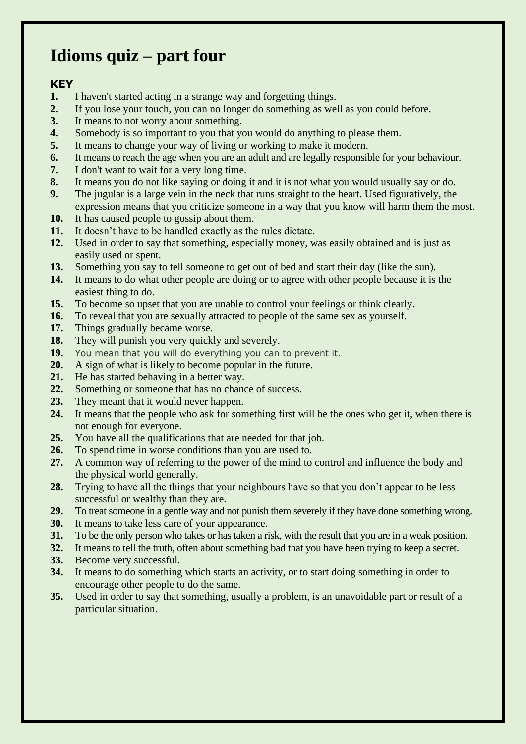# Idioms quiz – part four

**KEY**

1. I haven't started acting in a strange way and forgetting things.
2. If you lose your touch, you can no longer do something as well as you could before.
3. It means to not worry about something.
4. Somebody is so important to you that you would do anything to please them.
5. It means to change your way of living or working to make it modern.
6. It means to reach the age when you are an adult and are legally responsible for your behaviour.
7. I don't want to wait for a very long time.
8. It means you do not like saying or doing it and it is not what you would usually say or do.
9. The jugular is a large vein in the neck that runs straight to the heart. Used figuratively, the expression means that you criticize someone in a way that you know will harm them the most.
10. It has caused people to gossip about them.
11. It doesn't have to be handled exactly as the rules dictate.
12. Used in order to say that something, especially money, was easily obtained and is just as easily used or spent.
13. Something you say to tell someone to get out of bed and start their day (like the sun).
14. It means to do what other people are doing or to agree with other people because it is the easiest thing to do.
15. To become so upset that you are unable to control your feelings or think clearly.
16. To reveal that you are sexually attracted to people of the same sex as yourself.
17. Things gradually became worse.
18. They will punish you very quickly and severely.
19. You mean that you will do everything you can to prevent it.
20. A sign of what is likely to become popular in the future.
21. He has started behaving in a better way.
22. Something or someone that has no chance of success.
23. They meant that it would never happen.
24. It means that the people who ask for something first will be the ones who get it, when there is not enough for everyone.
25. You have all the qualifications that are needed for that job.
26. To spend time in worse conditions than you are used to.
27. A common way of referring to the power of the mind to control and influence the body and the physical world generally.
28. Trying to have all the things that your neighbours have so that you don't appear to be less successful or wealthy than they are.
29. To treat someone in a gentle way and not punish them severely if they have done something wrong.
30. It means to take less care of your appearance.
31. To be the only person who takes or has taken a risk, with the result that you are in a weak position.
32. It means to tell the truth, often about something bad that you have been trying to keep a secret.
33. Become very successful.
34. It means to do something which starts an activity, or to start doing something in order to encourage other people to do the same.
35. Used in order to say that something, usually a problem, is an unavoidable part or result of a particular situation.